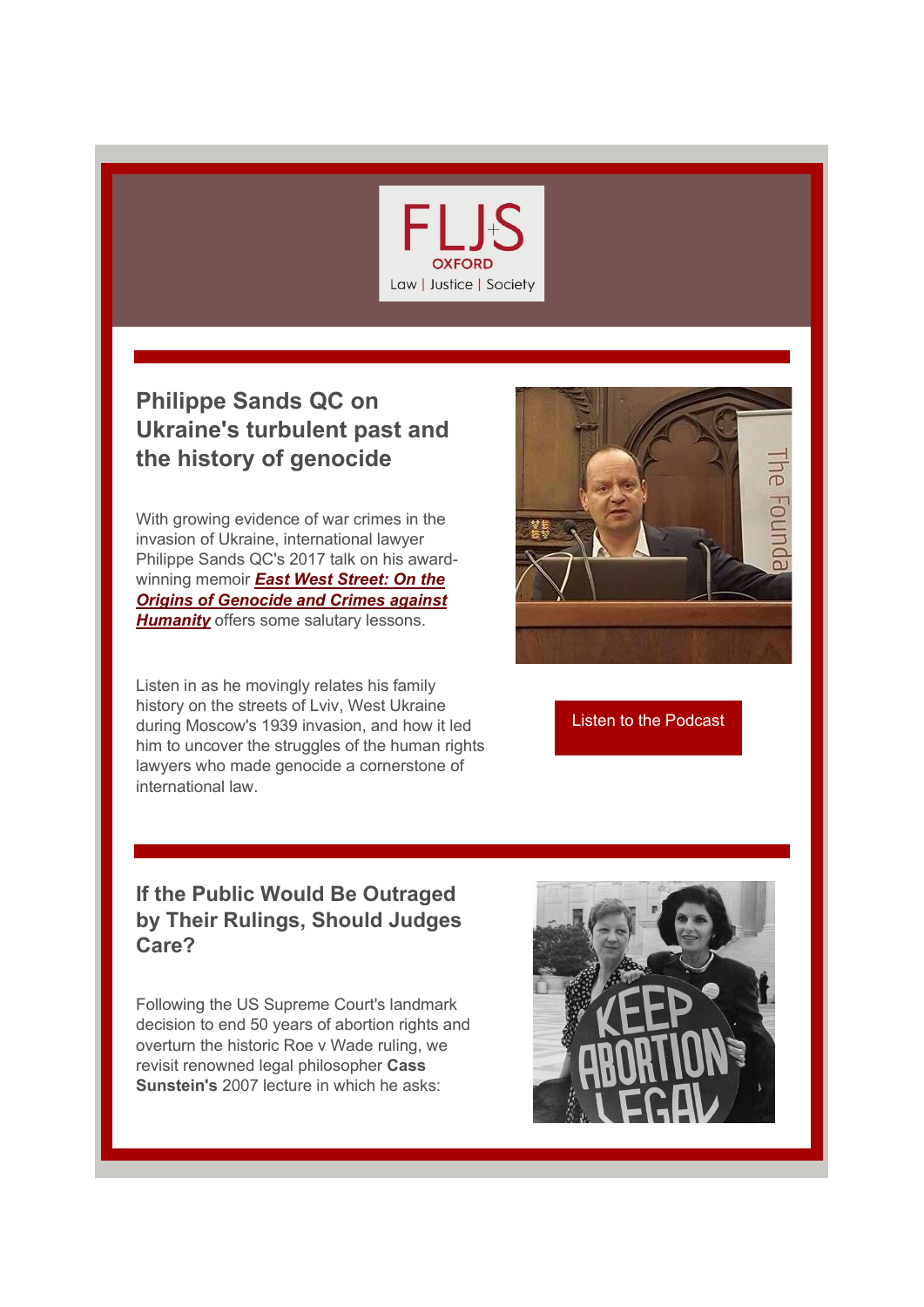FLJS OXFORD

Law | Justice | Society

## Philippe Sands QC on Ukraine's turbulent past and the history of genocide

With growing evidence of war crimes in the invasion of Ukraine, international lawyer Philippe Sands QC's 2017 talk on his award-winning memoir ***East West Street: On the Origins of Genocide and Crimes against Humanity*** offers some salutary lessons.

Listen in as he movingly relates his family history on the streets of Lviv, West Ukraine during Moscow's 1939 invasion, and how it led him to uncover the struggles of the human rights lawyers who made genocide a cornerstone of international law.

Listen to the Podcast

## If the Public Would Be Outraged by Their Rulings, Should Judges Care?

Following the US Supreme Court's landmark decision to end 50 years of abortion rights and overturn the historic Roe v Wade ruling, we revisit renowned legal philosopher **Cass Sunstein's** 2007 lecture in which he asks: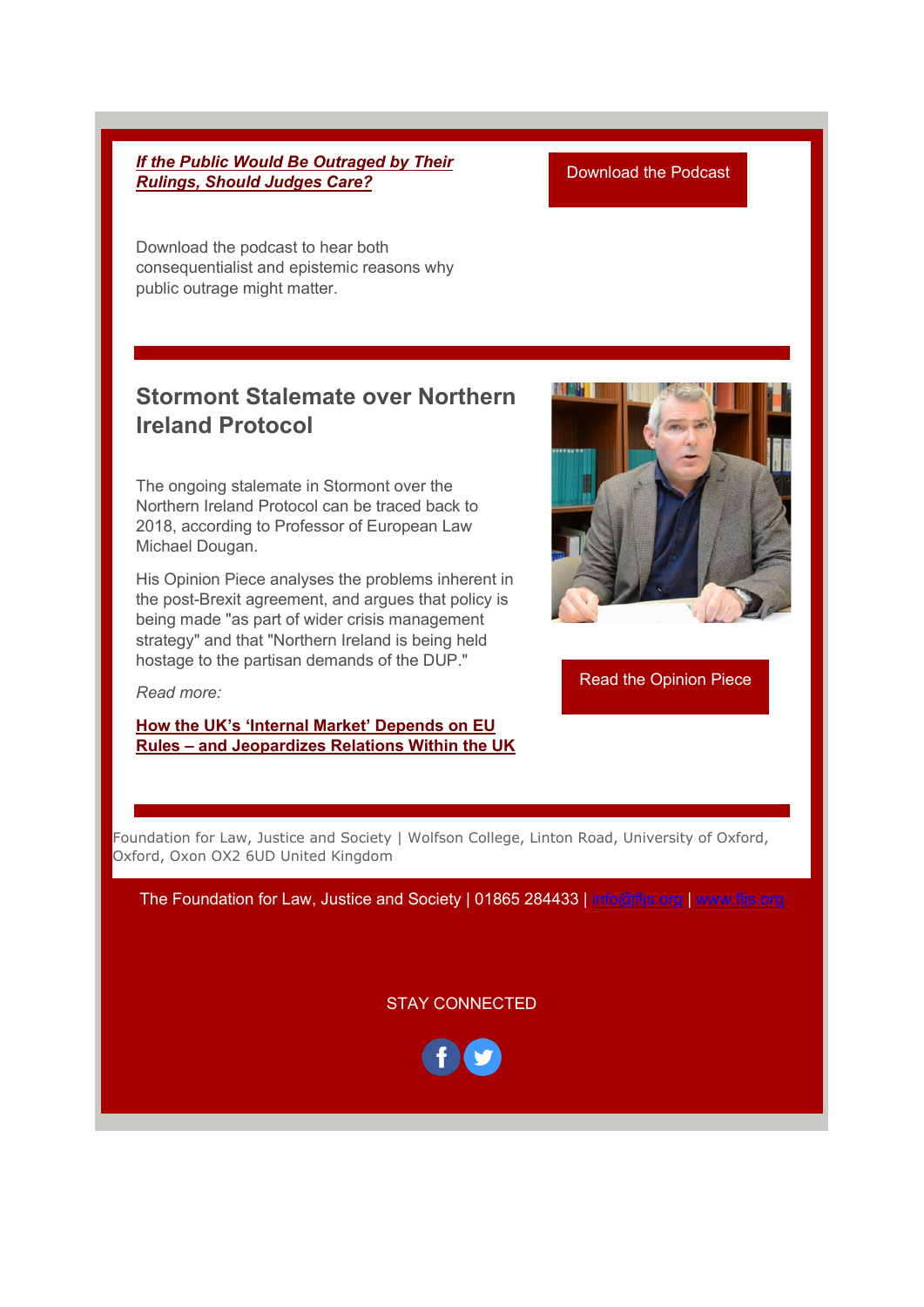***If the Public Would Be Outraged by Their Rulings, Should Judges Care?***

Download the Podcast

Download the podcast to hear both consequentialist and epistemic reasons why public outrage might matter.

## Stormont Stalemate over Northern Ireland Protocol

The ongoing stalemate in Stormont over the Northern Ireland Protocol can be traced back to 2018, according to Professor of European Law Michael Dougan.

His Opinion Piece analyses the problems inherent in the post-Brexit agreement, and argues that policy is being made "as part of wider crisis management strategy" and that "Northern Ireland is being held hostage to the partisan demands of the DUP."

*Read more:*

**How the UK's 'Internal Market' Depends on EU Rules – and Jeopardizes Relations Within the UK**

Read the Opinion Piece

Foundation for Law, Justice and Society | Wolfson College, Linton Road, University of Oxford, Oxford, Oxon OX2 6UD United Kingdom

The Foundation for Law, Justice and Society | 01865 284433 | info@fljs.org | www.fljs.org

STAY CONNECTED